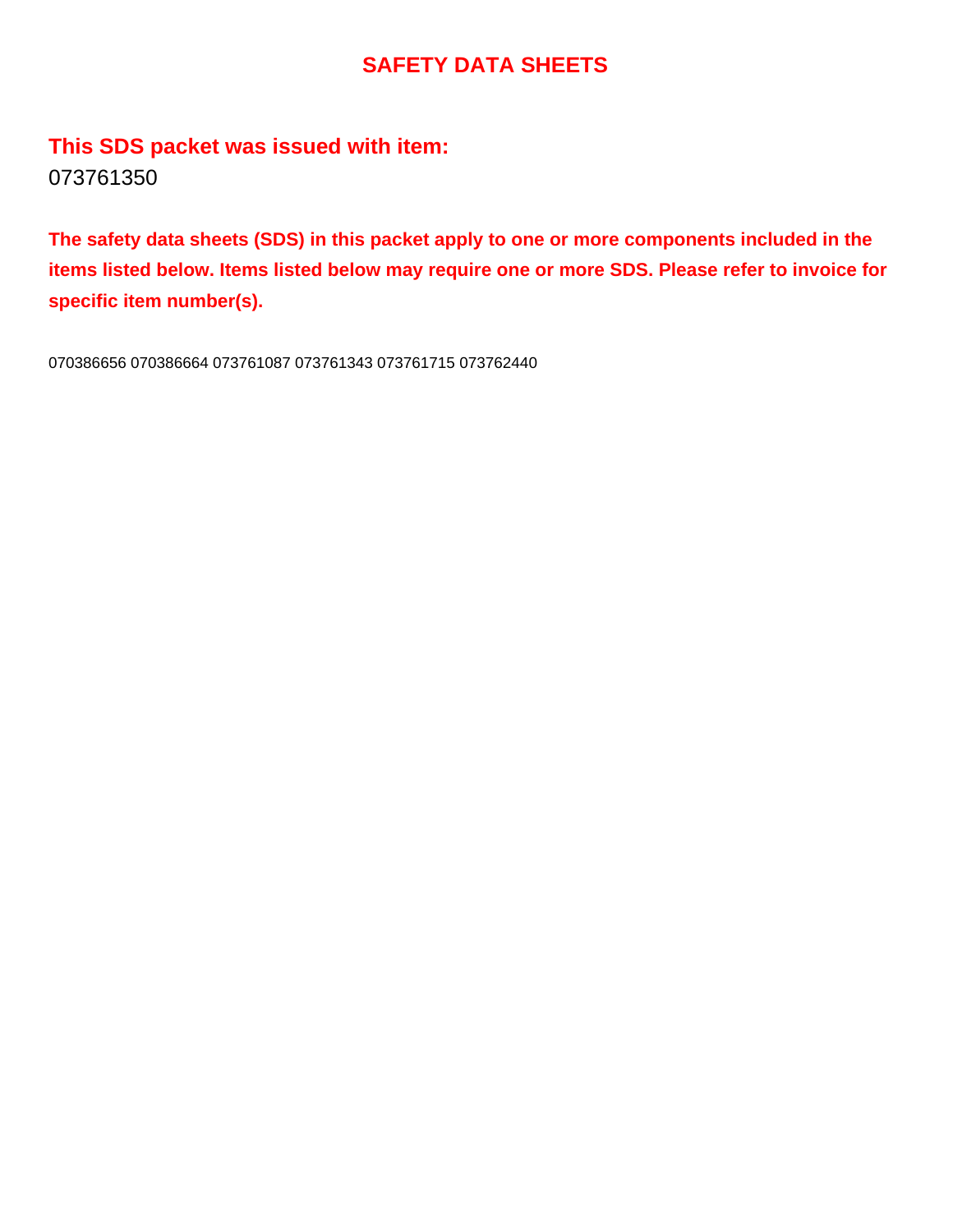# SAFETY DATA SHEETS

## This SDS packet was issued with item:

073761350

**The safety data sheets (SDS) in this packet apply to one or more components included in the items listed below. Items listed below may require one or more SDS. Please refer to invoice for specific item number(s).**

070386656 070386664 073761087 073761343 073761715 073762440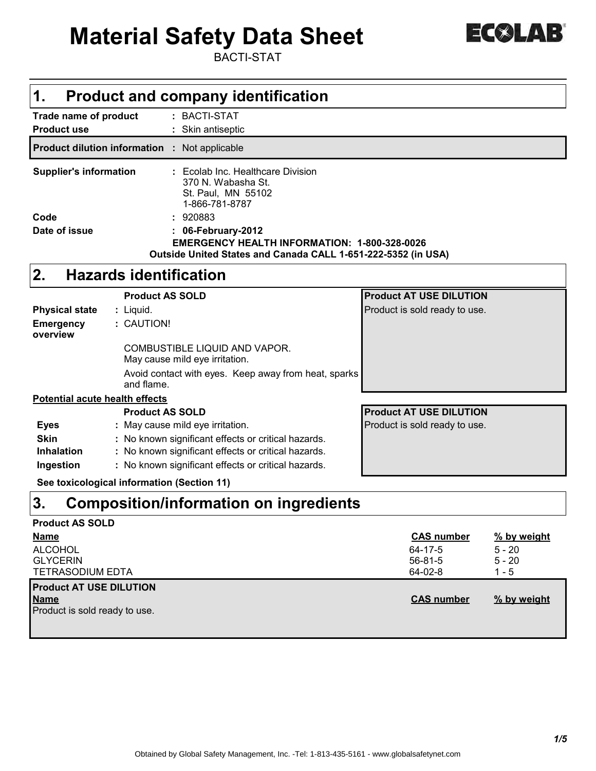# Material Safety Data Sheet

BACTI-STAT

## 1. Product and company identification

**Trade name of product** : BACTI-STAT

**Product use** : Skin antiseptic

**Product dilution information** : Not applicable

**Supplier's information** : Ecolab Inc. Healthcare Division
370 N. Wabasha St.
St. Paul, MN 55102
1-866-781-8787

**Code** : 920883

**Date of issue** : **06-February-2012**

**EMERGENCY HEALTH INFORMATION: 1-800-328-0026**
**Outside United States and Canada CALL 1-651-222-5352 (in USA)**

## 2. Hazards identification

| | Product AS SOLD | Product AT USE DILUTION |
|---|---|---|
| **Physical state** | Liquid. | Product is sold ready to use. |
| **Emergency overview** | CAUTION!<br><br>COMBUSTIBLE LIQUID AND VAPOR.<br>May cause mild eye irritation.<br><br>Avoid contact with eyes. Keep away from heat, sparks and flame. | |

**Potential acute health effects**

| | Product AS SOLD | Product AT USE DILUTION |
|---|---|---|
| **Eyes** | May cause mild eye irritation. | Product is sold ready to use. |
| **Skin** | No known significant effects or critical hazards. | |
| **Inhalation** | No known significant effects or critical hazards. | |
| **Ingestion** | No known significant effects or critical hazards. | |

**See toxicological information (Section 11)**

## 3. Composition/information on ingredients

**Product AS SOLD**

| Name | CAS number | % by weight |
|---|---|---|
| ALCOHOL | 64-17-5 | 5 - 20 |
| GLYCERIN | 56-81-5 | 5 - 20 |
| TETRASODIUM EDTA | 64-02-8 | 1 - 5 |

**Product AT USE DILUTION**

| Name | CAS number | % by weight |
|---|---|---|
| Product is sold ready to use. | | |

Obtained by Global Safety Management, Inc. -Tel: 1-813-435-5161 - www.globalsafetynet.com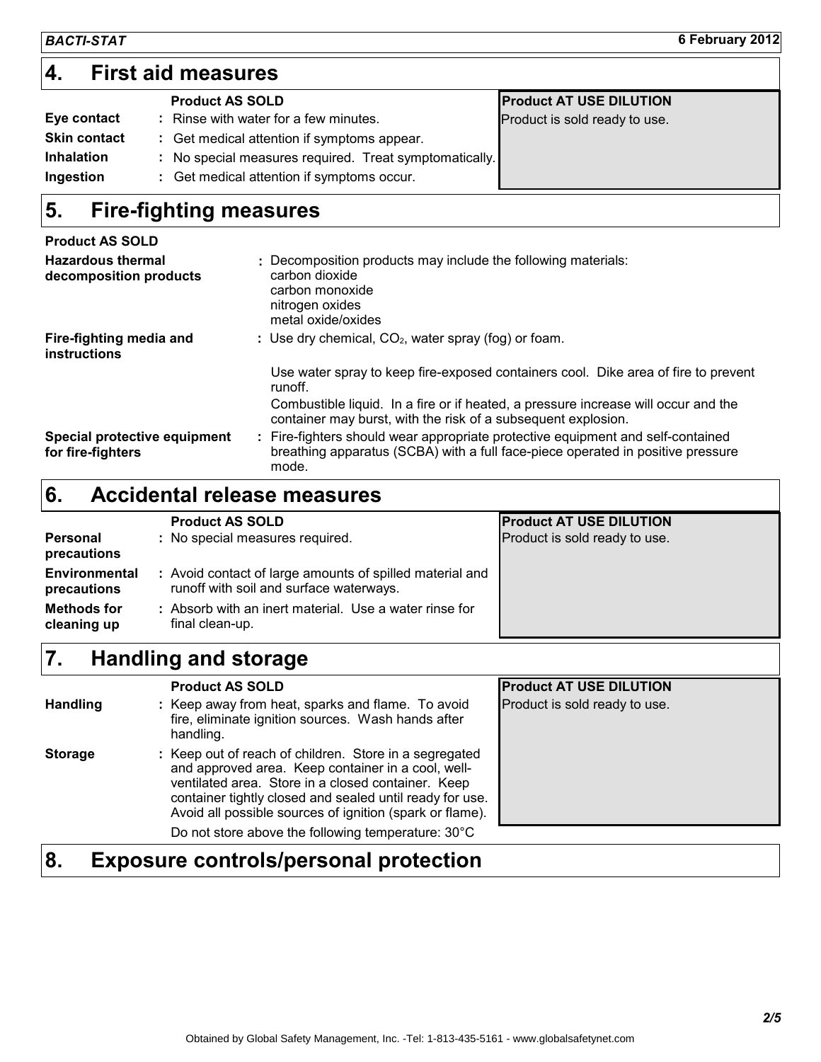## 4. First aid measures

| | Product AS SOLD | Product AT USE DILUTION |
|---|---|---|
| **Eye contact** | : Rinse with water for a few minutes. | Product is sold ready to use. |
| **Skin contact** | : Get medical attention if symptoms appear. | |
| **Inhalation** | : No special measures required. Treat symptomatically. | |
| **Ingestion** | : Get medical attention if symptoms occur. | |

## 5. Fire-fighting measures

**Product AS SOLD**

**Hazardous thermal decomposition products** : Decomposition products may include the following materials:
carbon dioxide
carbon monoxide
nitrogen oxides
metal oxide/oxides

**Fire-fighting media and instructions** : Use dry chemical, $CO_2$, water spray (fog) or foam.

Use water spray to keep fire-exposed containers cool. Dike area of fire to prevent runoff.

Combustible liquid. In a fire or if heated, a pressure increase will occur and the container may burst, with the risk of a subsequent explosion.

**Special protective equipment for fire-fighters** : Fire-fighters should wear appropriate protective equipment and self-contained breathing apparatus (SCBA) with a full face-piece operated in positive pressure mode.

## 6. Accidental release measures

| | Product AS SOLD | Product AT USE DILUTION |
|---|---|---|
| **Personal precautions** | : No special measures required. | Product is sold ready to use. |
| **Environmental precautions** | : Avoid contact of large amounts of spilled material and runoff with soil and surface waterways. | |
| **Methods for cleaning up** | : Absorb with an inert material. Use a water rinse for final clean-up. | |

## 7. Handling and storage

| | Product AS SOLD | Product AT USE DILUTION |
|---|---|---|
| **Handling** | : Keep away from heat, sparks and flame. To avoid fire, eliminate ignition sources. Wash hands after handling. | Product is sold ready to use. |
| **Storage** | : Keep out of reach of children. Store in a segregated and approved area. Keep container in a cool, well-ventilated area. Store in a closed container. Keep container tightly closed and sealed until ready for use. Avoid all possible sources of ignition (spark or flame). | |
| | Do not store above the following temperature: 30°C | |

## 8. Exposure controls/personal protection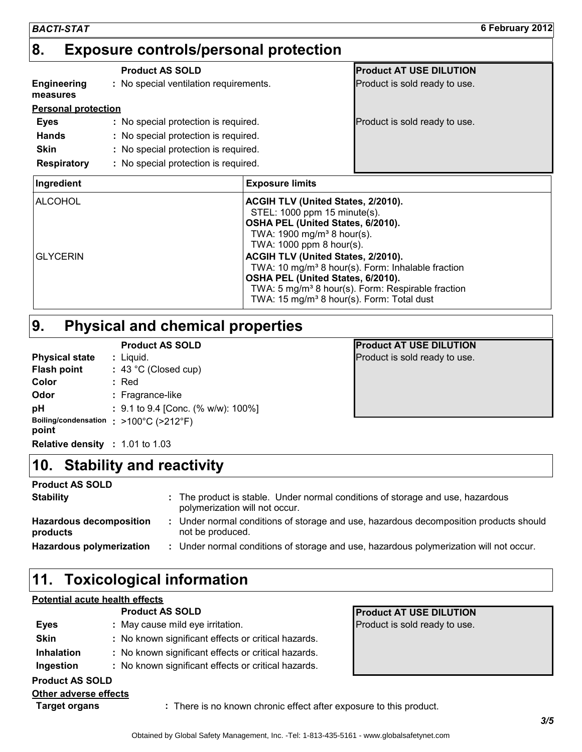## 8. Exposure controls/personal protection

| | Product AS SOLD | Product AT USE DILUTION |
|---|---|---|
| **Engineering measures** | No special ventilation requirements. | Product is sold ready to use. |
| **Personal protection** | | |
| **Eyes** | No special protection is required. | Product is sold ready to use. |
| **Hands** | No special protection is required. | |
| **Skin** | No special protection is required. | |
| **Respiratory** | No special protection is required. | |

| Ingredient | Exposure limits |
|---|---|
| ALCOHOL | **ACGIH TLV (United States, 2/2010).**<br>STEL: 1000 ppm 15 minute(s).<br>**OSHA PEL (United States, 6/2010).**<br>TWA: 1900 mg/m³ 8 hour(s).<br>TWA: 1000 ppm 8 hour(s). |
| GLYCERIN | **ACGIH TLV (United States, 2/2010).**<br>TWA: 10 mg/m³ 8 hour(s). Form: Inhalable fraction<br>**OSHA PEL (United States, 6/2010).**<br>TWA: 5 mg/m³ 8 hour(s). Form: Respirable fraction<br>TWA: 15 mg/m³ 8 hour(s). Form: Total dust |

## 9. Physical and chemical properties

| | Product AS SOLD | Product AT USE DILUTION |
|---|---|---|
| **Physical state** | Liquid. | Product is sold ready to use. |
| **Flash point** | 43 °C (Closed cup) | |
| **Color** | Red | |
| **Odor** | Fragrance-like | |
| **pH** | 9.1 to 9.4 [Conc. (% w/w): 100%] | |
| **Boiling/condensation point** | >100°C (>212°F) | |
| **Relative density** | 1.01 to 1.03 | |

## 10. Stability and reactivity

**Product AS SOLD**

**Stability** : The product is stable. Under normal conditions of storage and use, hazardous polymerization will not occur.

**Hazardous decomposition products** : Under normal conditions of storage and use, hazardous decomposition products should not be produced.

**Hazardous polymerization** : Under normal conditions of storage and use, hazardous polymerization will not occur.

## 11. Toxicological information

**Potential acute health effects**

| | Product AS SOLD | Product AT USE DILUTION |
|---|---|---|
| **Eyes** | May cause mild eye irritation. | Product is sold ready to use. |
| **Skin** | No known significant effects or critical hazards. | |
| **Inhalation** | No known significant effects or critical hazards. | |
| **Ingestion** | No known significant effects or critical hazards. | |

**Product AS SOLD**

**Other adverse effects**

**Target organs** : There is no known chronic effect after exposure to this product.

Obtained by Global Safety Management, Inc. -Tel: 1-813-435-5161 - www.globalsafetynet.com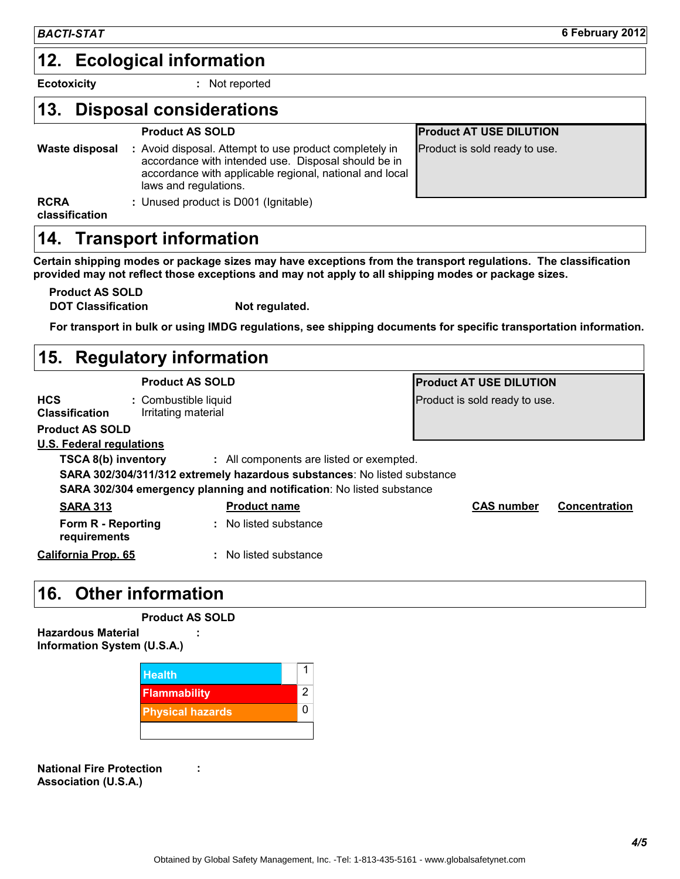## 12. Ecological information

**Ecotoxicity** : Not reported

## 13. Disposal considerations

| | Product AS SOLD | Product AT USE DILUTION |
|---|---|---|
| **Waste disposal** | : Avoid disposal. Attempt to use product completely in accordance with intended use. Disposal should be in accordance with applicable regional, national and local laws and regulations. | Product is sold ready to use. |
| **RCRA classification** | : Unused product is D001 (Ignitable) | |

## 14. Transport information

**Certain shipping modes or package sizes may have exceptions from the transport regulations. The classification provided may not reflect those exceptions and may not apply to all shipping modes or package sizes.**

**Product AS SOLD**

**DOT Classification** **Not regulated.**

**For transport in bulk or using IMDG regulations, see shipping documents for specific transportation information.**

## 15. Regulatory information

| | Product AS SOLD | Product AT USE DILUTION |
|---|---|---|
| **HCS Classification** | : Combustible liquid<br>Irritating material | Product is sold ready to use. |

**Product AS SOLD**

**U.S. Federal regulations**

**TSCA 8(b) inventory** : All components are listed or exempted.

**SARA 302/304/311/312 extremely hazardous substances**: No listed substance

**SARA 302/304 emergency planning and notification**: No listed substance

| SARA 313 | Product name | CAS number | Concentration |
|---|---|---|---|
| **Form R - Reporting requirements** | : No listed substance | | |

**California Prop. 65** : No listed substance

## 16. Other information

**Product AS SOLD**

**Hazardous Material Information System (U.S.A.)** :

| | |
|---|---|
| Health | 1 |
| Flammability | 2 |
| Physical hazards | 0 |

**National Fire Protection Association (U.S.A.)** :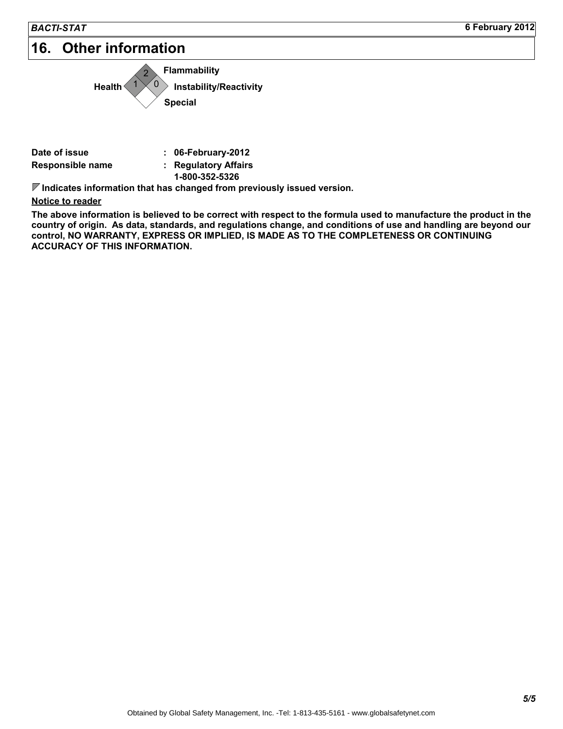# 16. Other information

| Hazard | Rating |
| --- | --- |
| Health | 1 |
| Flammability | 2 |
| Instability/Reactivity | 0 |
| Special | |

**Date of issue** : **06-February-2012**

**Responsible name** : **Regulatory Affairs**
**1-800-352-5326**

**Indicates information that has changed from previously issued version.**

**Notice to reader**

**The above information is believed to be correct with respect to the formula used to manufacture the product in the country of origin. As data, standards, and regulations change, and conditions of use and handling are beyond our control, NO WARRANTY, EXPRESS OR IMPLIED, IS MADE AS TO THE COMPLETENESS OR CONTINUING ACCURACY OF THIS INFORMATION.**

Obtained by Global Safety Management, Inc. -Tel: 1-813-435-5161 - www.globalsafetynet.com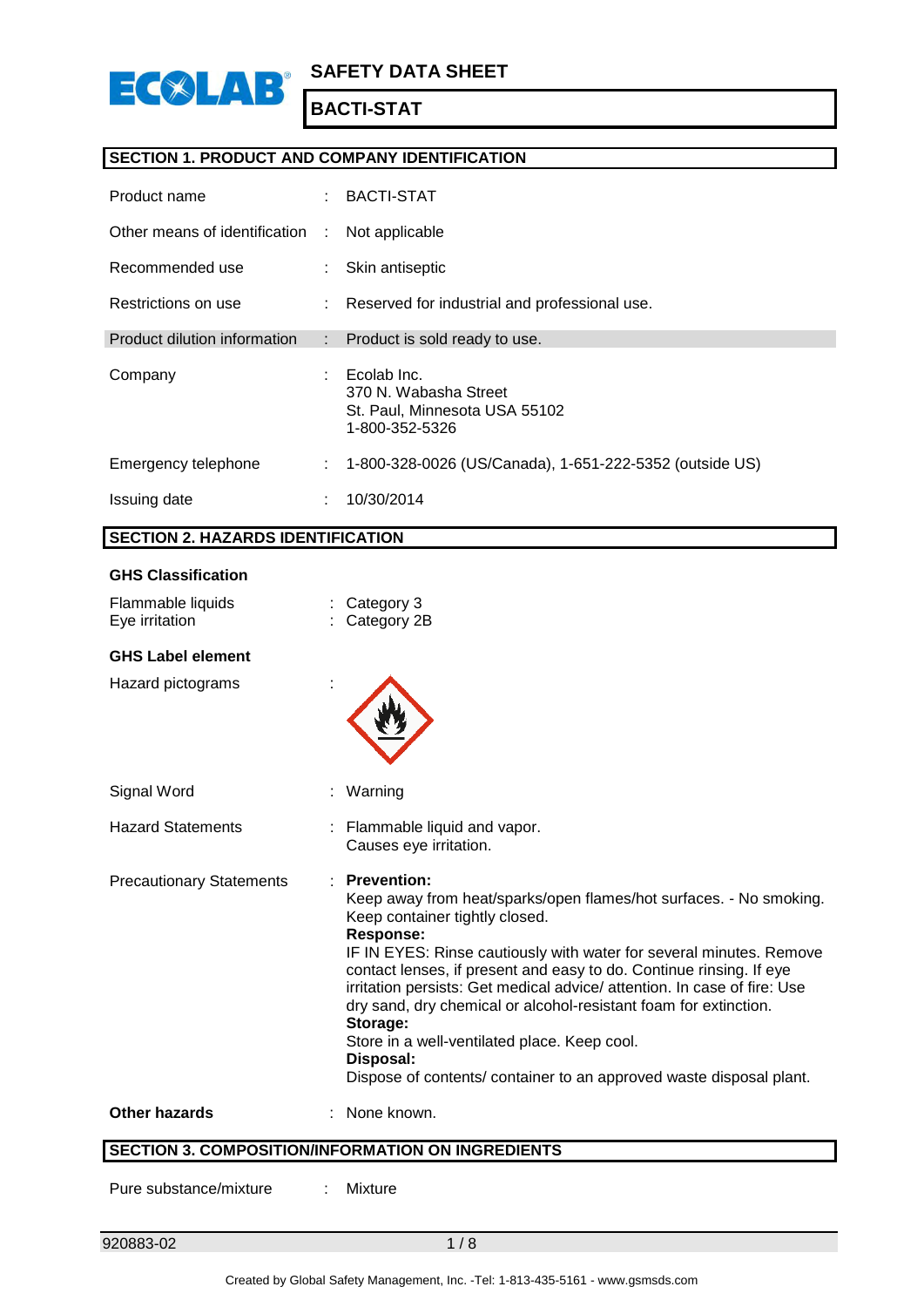# SAFETY DATA SHEET

## BACTI-STAT

### SECTION 1. PRODUCT AND COMPANY IDENTIFICATION

| | | |
|---|---|---|
| Product name | : | BACTI-STAT |
| Other means of identification | : | Not applicable |
| Recommended use | : | Skin antiseptic |
| Restrictions on use | : | Reserved for industrial and professional use. |
| Product dilution information | : | Product is sold ready to use. |
| Company | : | Ecolab Inc.<br>370 N. Wabasha Street<br>St. Paul, Minnesota USA 55102<br>1-800-352-5326 |
| Emergency telephone | : | 1-800-328-0026 (US/Canada), 1-651-222-5352 (outside US) |
| Issuing date | : | 10/30/2014 |

### SECTION 2. HAZARDS IDENTIFICATION

**GHS Classification**

| | | |
|---|---|---|
| Flammable liquids | : | Category 3 |
| Eye irritation | : | Category 2B |

**GHS Label element**

Hazard pictograms :

Signal Word : Warning

Hazard Statements : Flammable liquid and vapor.
Causes eye irritation.

Precautionary Statements :

**Prevention:**
Keep away from heat/sparks/open flames/hot surfaces. - No smoking. Keep container tightly closed.

**Response:**
IF IN EYES: Rinse cautiously with water for several minutes. Remove contact lenses, if present and easy to do. Continue rinsing. If eye irritation persists: Get medical advice/ attention. In case of fire: Use dry sand, dry chemical or alcohol-resistant foam for extinction.

**Storage:**
Store in a well-ventilated place. Keep cool.

**Disposal:**
Dispose of contents/ container to an approved waste disposal plant.

**Other hazards** : None known.

### SECTION 3. COMPOSITION/INFORMATION ON INGREDIENTS

Pure substance/mixture : Mixture

920883-02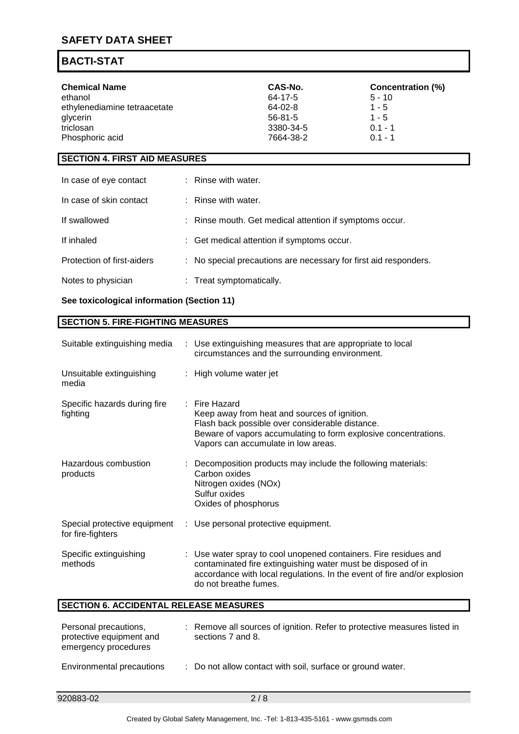# SAFETY DATA SHEET

## BACTI-STAT

| Chemical Name | CAS-No. | Concentration (%) |
| --- | --- | --- |
| ethanol | 64-17-5 | 5 - 10 |
| ethylenediamine tetraacetate | 64-02-8 | 1 - 5 |
| glycerin | 56-81-5 | 1 - 5 |
| triclosan | 3380-34-5 | 0.1 - 1 |
| Phosphoric acid | 7664-38-2 | 0.1 - 1 |

## SECTION 4. FIRST AID MEASURES

| | |
| --- | --- |
| In case of eye contact | : Rinse with water. |
| In case of skin contact | : Rinse with water. |
| If swallowed | : Rinse mouth. Get medical attention if symptoms occur. |
| If inhaled | : Get medical attention if symptoms occur. |
| Protection of first-aiders | : No special precautions are necessary for first aid responders. |
| Notes to physician | : Treat symptomatically. |

**See toxicological information (Section 11)**

## SECTION 5. FIRE-FIGHTING MEASURES

| | |
| --- | --- |
| Suitable extinguishing media | : Use extinguishing measures that are appropriate to local circumstances and the surrounding environment. |
| Unsuitable extinguishing media | : High volume water jet |
| Specific hazards during fire fighting | : Fire Hazard<br>Keep away from heat and sources of ignition.<br>Flash back possible over considerable distance.<br>Beware of vapors accumulating to form explosive concentrations.<br>Vapors can accumulate in low areas. |
| Hazardous combustion products | : Decomposition products may include the following materials:<br>Carbon oxides<br>Nitrogen oxides (NOx)<br>Sulfur oxides<br>Oxides of phosphorus |
| Special protective equipment for fire-fighters | : Use personal protective equipment. |
| Specific extinguishing methods | : Use water spray to cool unopened containers. Fire residues and contaminated fire extinguishing water must be disposed of in accordance with local regulations. In the event of fire and/or explosion do not breathe fumes. |

## SECTION 6. ACCIDENTAL RELEASE MEASURES

| | |
| --- | --- |
| Personal precautions, protective equipment and emergency procedures | : Remove all sources of ignition. Refer to protective measures listed in sections 7 and 8. |
| Environmental precautions | : Do not allow contact with soil, surface or ground water. |

920883-02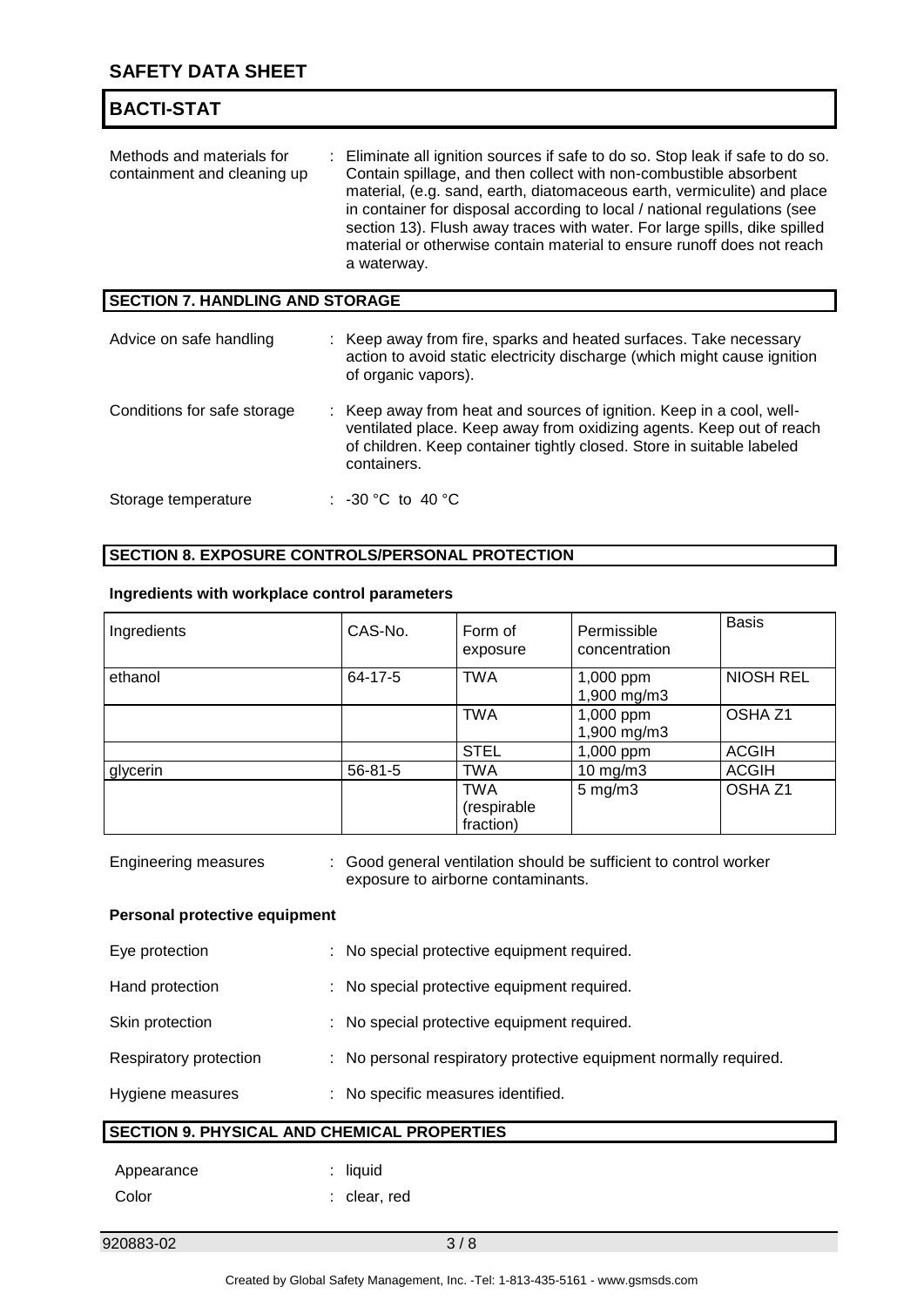Methods and materials for containment and cleaning up : Eliminate all ignition sources if safe to do so. Stop leak if safe to do so. Contain spillage, and then collect with non-combustible absorbent material, (e.g. sand, earth, diatomaceous earth, vermiculite) and place in container for disposal according to local / national regulations (see section 13). Flush away traces with water. For large spills, dike spilled material or otherwise contain material to ensure runoff does not reach a waterway.

## SECTION 7. HANDLING AND STORAGE

Advice on safe handling : Keep away from fire, sparks and heated surfaces. Take necessary action to avoid static electricity discharge (which might cause ignition of organic vapors).

Conditions for safe storage : Keep away from heat and sources of ignition. Keep in a cool, well-ventilated place. Keep away from oxidizing agents. Keep out of reach of children. Keep container tightly closed. Store in suitable labeled containers.

Storage temperature : -30 °C to 40 °C

## SECTION 8. EXPOSURE CONTROLS/PERSONAL PROTECTION

**Ingredients with workplace control parameters**

| Ingredients | CAS-No. | Form of exposure | Permissible concentration | Basis |
|---|---|---|---|---|
| ethanol | 64-17-5 | TWA | 1,000 ppm<br>1,900 mg/m3 | NIOSH REL |
| | | TWA | 1,000 ppm<br>1,900 mg/m3 | OSHA Z1 |
| | | STEL | 1,000 ppm | ACGIH |
| glycerin | 56-81-5 | TWA | 10 mg/m3 | ACGIH |
| | | TWA (respirable fraction) | 5 mg/m3 | OSHA Z1 |

Engineering measures : Good general ventilation should be sufficient to control worker exposure to airborne contaminants.

**Personal protective equipment**

Eye protection : No special protective equipment required.

Hand protection : No special protective equipment required.

Skin protection : No special protective equipment required.

Respiratory protection : No personal respiratory protective equipment normally required.

Hygiene measures : No specific measures identified.

## SECTION 9. PHYSICAL AND CHEMICAL PROPERTIES

Appearance : liquid

Color : clear, red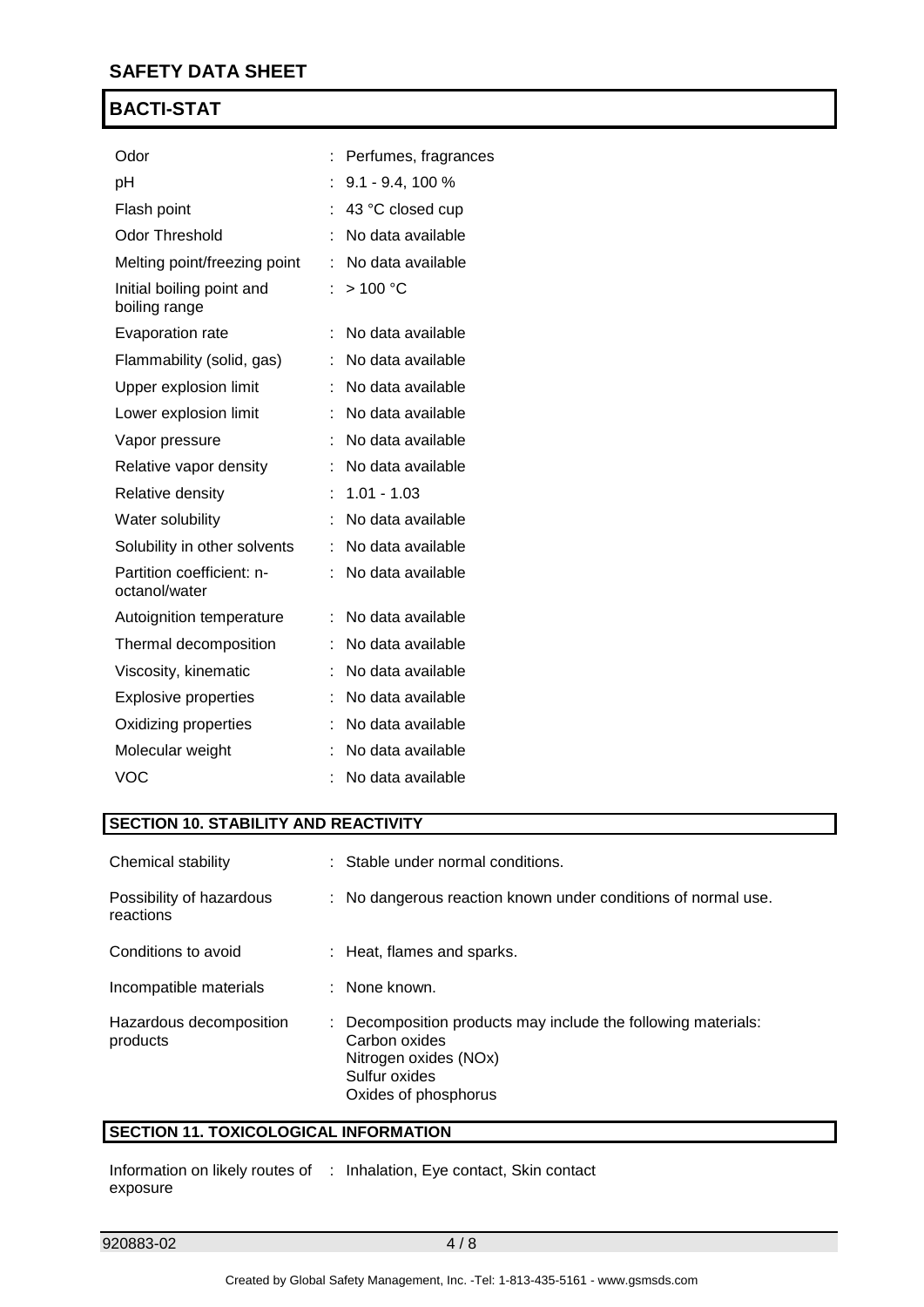| | | |
|---|---|---|
| Odor | : | Perfumes, fragrances |
| pH | : | 9.1 - 9.4, 100 % |
| Flash point | : | 43 °C closed cup |
| Odor Threshold | : | No data available |
| Melting point/freezing point | : | No data available |
| Initial boiling point and boiling range | : | > 100 °C |
| Evaporation rate | : | No data available |
| Flammability (solid, gas) | : | No data available |
| Upper explosion limit | : | No data available |
| Lower explosion limit | : | No data available |
| Vapor pressure | : | No data available |
| Relative vapor density | : | No data available |
| Relative density | : | 1.01 - 1.03 |
| Water solubility | : | No data available |
| Solubility in other solvents | : | No data available |
| Partition coefficient: n-octanol/water | : | No data available |
| Autoignition temperature | : | No data available |
| Thermal decomposition | : | No data available |
| Viscosity, kinematic | : | No data available |
| Explosive properties | : | No data available |
| Oxidizing properties | : | No data available |
| Molecular weight | : | No data available |
| VOC | : | No data available |

## SECTION 10. STABILITY AND REACTIVITY

| | | |
|---|---|---|
| Chemical stability | : | Stable under normal conditions. |
| Possibility of hazardous reactions | : | No dangerous reaction known under conditions of normal use. |
| Conditions to avoid | : | Heat, flames and sparks. |
| Incompatible materials | : | None known. |
| Hazardous decomposition products | : | Decomposition products may include the following materials:<br>Carbon oxides<br>Nitrogen oxides (NOx)<br>Sulfur oxides<br>Oxides of phosphorus |

## SECTION 11. TOXICOLOGICAL INFORMATION

| | | |
|---|---|---|
| Information on likely routes of exposure | : | Inhalation, Eye contact, Skin contact |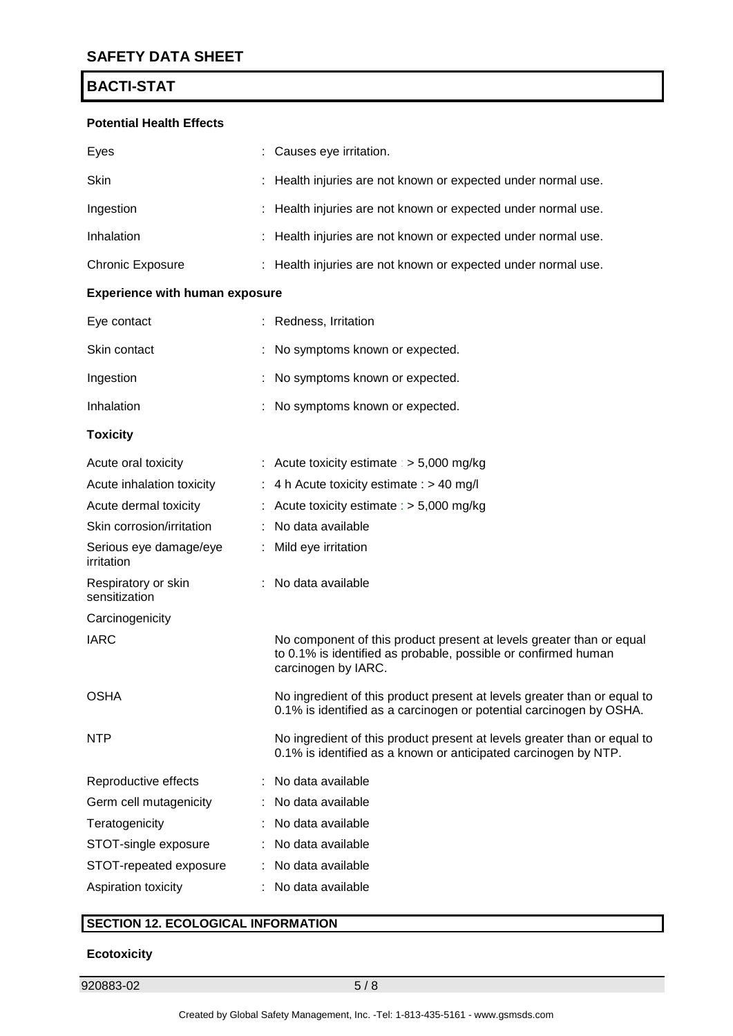# SAFETY DATA SHEET

## BACTI-STAT

**Potential Health Effects**

| | |
|---|---|
| Eyes | : Causes eye irritation. |
| Skin | : Health injuries are not known or expected under normal use. |
| Ingestion | : Health injuries are not known or expected under normal use. |
| Inhalation | : Health injuries are not known or expected under normal use. |
| Chronic Exposure | : Health injuries are not known or expected under normal use. |

**Experience with human exposure**

| | |
|---|---|
| Eye contact | : Redness, Irritation |
| Skin contact | : No symptoms known or expected. |
| Ingestion | : No symptoms known or expected. |
| Inhalation | : No symptoms known or expected. |

**Toxicity**

| | |
|---|---|
| Acute oral toxicity | : Acute toxicity estimate : > 5,000 mg/kg |
| Acute inhalation toxicity | : 4 h Acute toxicity estimate : > 40 mg/l |
| Acute dermal toxicity | : Acute toxicity estimate : > 5,000 mg/kg |
| Skin corrosion/irritation | : No data available |
| Serious eye damage/eye irritation | : Mild eye irritation |
| Respiratory or skin sensitization | : No data available |
| Carcinogenicity | |
| IARC | No component of this product present at levels greater than or equal to 0.1% is identified as probable, possible or confirmed human carcinogen by IARC. |
| OSHA | No ingredient of this product present at levels greater than or equal to 0.1% is identified as a carcinogen or potential carcinogen by OSHA. |
| NTP | No ingredient of this product present at levels greater than or equal to 0.1% is identified as a known or anticipated carcinogen by NTP. |
| Reproductive effects | : No data available |
| Germ cell mutagenicity | : No data available |
| Teratogenicity | : No data available |
| STOT-single exposure | : No data available |
| STOT-repeated exposure | : No data available |
| Aspiration toxicity | : No data available |

## SECTION 12. ECOLOGICAL INFORMATION

**Ecotoxicity**

920883-02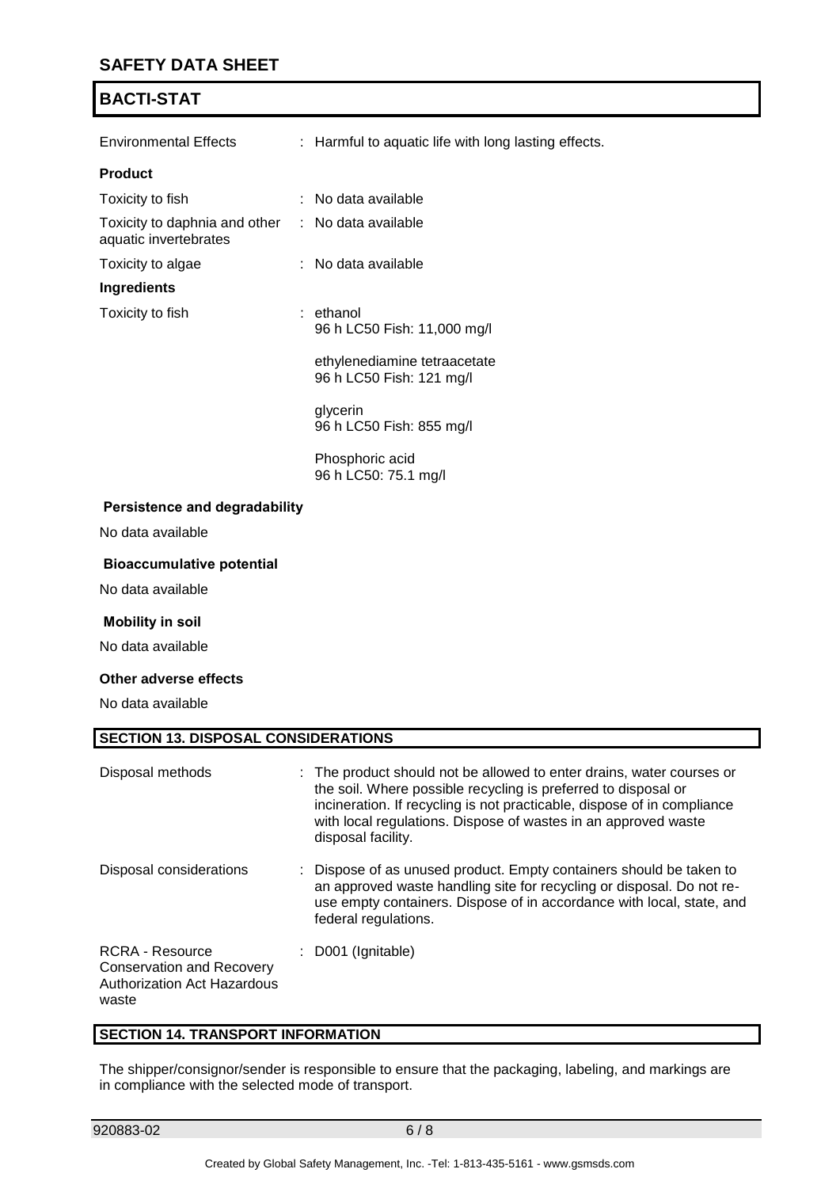Environmental Effects : Harmful to aquatic life with long lasting effects.

**Product**

| | |
|---|---|
| Toxicity to fish | : No data available |
| Toxicity to daphnia and other aquatic invertebrates | : No data available |
| Toxicity to algae | : No data available |

**Ingredients**

Toxicity to fish : ethanol
96 h LC50 Fish: 11,000 mg/l

ethylenediamine tetraacetate
96 h LC50 Fish: 121 mg/l

glycerin
96 h LC50 Fish: 855 mg/l

Phosphoric acid
96 h LC50: 75.1 mg/l

**Persistence and degradability**

No data available

**Bioaccumulative potential**

No data available

**Mobility in soil**

No data available

**Other adverse effects**

No data available

## SECTION 13. DISPOSAL CONSIDERATIONS

| | |
|---|---|
| Disposal methods | : The product should not be allowed to enter drains, water courses or the soil. Where possible recycling is preferred to disposal or incineration. If recycling is not practicable, dispose of in compliance with local regulations. Dispose of wastes in an approved waste disposal facility. |
| Disposal considerations | : Dispose of as unused product. Empty containers should be taken to an approved waste handling site for recycling or disposal. Do not re-use empty containers. Dispose of in accordance with local, state, and federal regulations. |
| RCRA - Resource Conservation and Recovery Authorization Act Hazardous waste | : D001 (Ignitable) |

## SECTION 14. TRANSPORT INFORMATION

The shipper/consignor/sender is responsible to ensure that the packaging, labeling, and markings are in compliance with the selected mode of transport.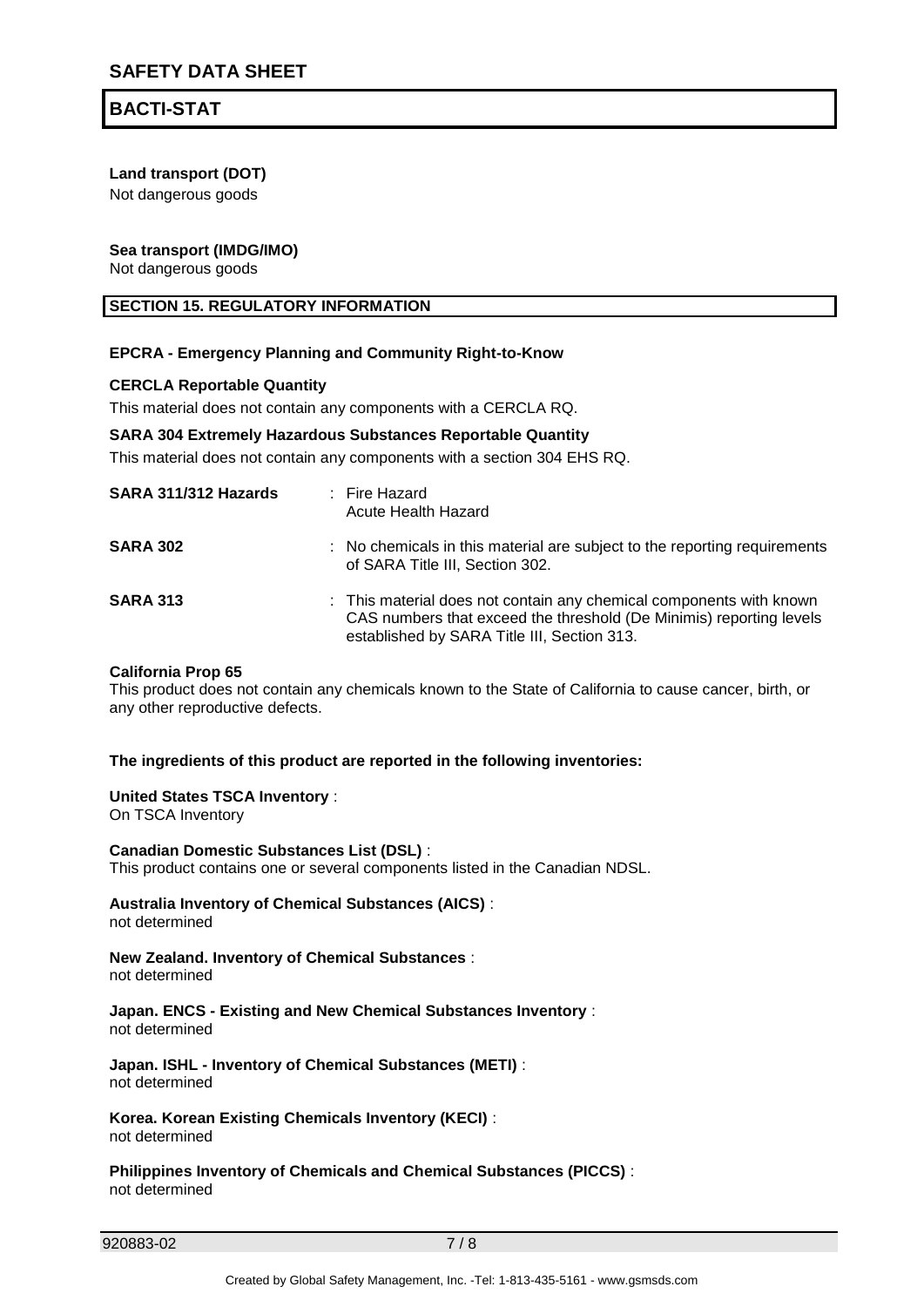**Land transport (DOT)**

Not dangerous goods

**Sea transport (IMDG/IMO)**

Not dangerous goods

## SECTION 15. REGULATORY INFORMATION

**EPCRA - Emergency Planning and Community Right-to-Know**

**CERCLA Reportable Quantity**

This material does not contain any components with a CERCLA RQ.

**SARA 304 Extremely Hazardous Substances Reportable Quantity**

This material does not contain any components with a section 304 EHS RQ.

| | |
|---|---|
| **SARA 311/312 Hazards** | : Fire Hazard<br>Acute Health Hazard |
| **SARA 302** | : No chemicals in this material are subject to the reporting requirements of SARA Title III, Section 302. |
| **SARA 313** | : This material does not contain any chemical components with known CAS numbers that exceed the threshold (De Minimis) reporting levels established by SARA Title III, Section 313. |

**California Prop 65**

This product does not contain any chemicals known to the State of California to cause cancer, birth, or any other reproductive defects.

**The ingredients of this product are reported in the following inventories:**

**United States TSCA Inventory** :
On TSCA Inventory

**Canadian Domestic Substances List (DSL)** :
This product contains one or several components listed in the Canadian NDSL.

**Australia Inventory of Chemical Substances (AICS)** :
not determined

**New Zealand. Inventory of Chemical Substances** :
not determined

**Japan. ENCS - Existing and New Chemical Substances Inventory** :
not determined

**Japan. ISHL - Inventory of Chemical Substances (METI)** :
not determined

**Korea. Korean Existing Chemicals Inventory (KECI)** :
not determined

**Philippines Inventory of Chemicals and Chemical Substances (PICCS)** :
not determined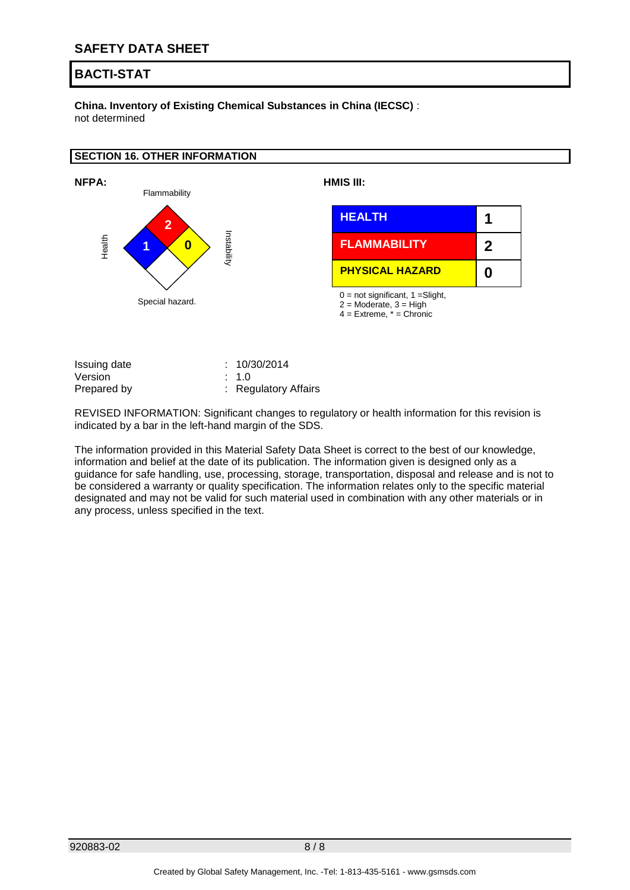## BACTI-STAT

**China. Inventory of Existing Chemical Substances in China (IECSC)** :
not determined

### SECTION 16. OTHER INFORMATION

**NFPA:**

Flammability

2

Health 1

0 Instability

Special hazard.

**HMIS III:**

| | |
|---|---|
| **HEALTH** | **1** |
| **FLAMMABILITY** | **2** |
| **PHYSICAL HAZARD** | **0** |

0 = not significant, 1 =Slight,
2 = Moderate, 3 = High
4 = Extreme, * = Chronic

| | |
|---|---|
| Issuing date | : 10/30/2014 |
| Version | : 1.0 |
| Prepared by | : Regulatory Affairs |

REVISED INFORMATION: Significant changes to regulatory or health information for this revision is indicated by a bar in the left-hand margin of the SDS.

The information provided in this Material Safety Data Sheet is correct to the best of our knowledge, information and belief at the date of its publication. The information given is designed only as a guidance for safe handling, use, processing, storage, transportation, disposal and release and is not to be considered a warranty or quality specification. The information relates only to the specific material designated and may not be valid for such material used in combination with any other materials or in any process, unless specified in the text.